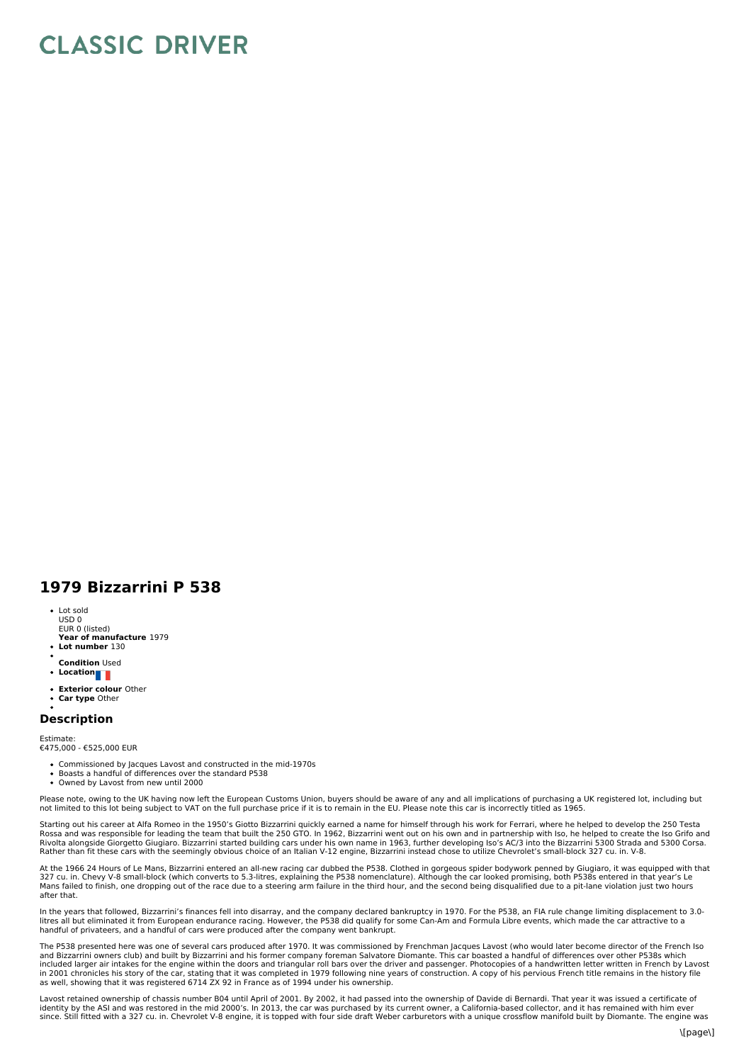# CLASSIC DRIVER

## 1979 Bizzarrini P 538

- Lot sold  
  USD 0  
  EUR 0 (listed)  
  **Year of manufacture** 1979
- **Lot number** 130
- 
  **Condition** Used
- **Location**
- **Exterior colour** Other
- **Car type** Other
- 

### Description

Estimate:  
€475,000 - €525,000 EUR

- Commissioned by Jacques Lavost and constructed in the mid-1970s
- Boasts a handful of differences over the standard P538
- Owned by Lavost from new until 2000

Please note, owing to the UK having now left the European Customs Union, buyers should be aware of any and all implications of purchasing a UK registered lot, including but not limited to this lot being subject to VAT on the full purchase price if it is to remain in the EU. Please note this car is incorrectly titled as 1965.

Starting out his career at Alfa Romeo in the 1950's Giotto Bizzarrini quickly earned a name for himself through his work for Ferrari, where he helped to develop the 250 Testa Rossa and was responsible for leading the team that built the 250 GTO. In 1962, Bizzarrini went out on his own and in partnership with Iso, he helped to create the Iso Grifo and Rivolta alongside Giorgetto Giugiaro. Bizzarrini started building cars under his own name in 1963, further developing Iso's AC/3 into the Bizzarrini 5300 Strada and 5300 Corsa. Rather than fit these cars with the seemingly obvious choice of an Italian V-12 engine, Bizzarrini instead chose to utilize Chevrolet's small-block 327 cu. in. V-8.

At the 1966 24 Hours of Le Mans, Bizzarrini entered an all-new racing car dubbed the P538. Clothed in gorgeous spider bodywork penned by Giugiaro, it was equipped with that 327 cu. in. Chevy V-8 small-block (which converts to 5.3-litres, explaining the P538 nomenclature). Although the car looked promising, both P538s entered in that year's Le Mans failed to finish, one dropping out of the race due to a steering arm failure in the third hour, and the second being disqualified due to a pit-lane violation just two hours after that.

In the years that followed, Bizzarrini's finances fell into disarray, and the company declared bankruptcy in 1970. For the P538, an FIA rule change limiting displacement to 3.0-litres all but eliminated it from European endurance racing. However, the P538 did qualify for some Can-Am and Formula Libre events, which made the car attractive to a handful of privateers, and a handful of cars were produced after the company went bankrupt.

The P538 presented here was one of several cars produced after 1970. It was commissioned by Frenchman Jacques Lavost (who would later become director of the French Iso and Bizzarrini owners club) and built by Bizzarrini and his former company foreman Salvatore Diomante. This car boasted a handful of differences over other P538s which included larger air intakes for the engine within the doors and triangular roll bars over the driver and passenger. Photocopies of a handwritten letter written in French by Lavost in 2001 chronicles his story of the car, stating that it was completed in 1979 following nine years of construction. A copy of his pervious French title remains in the history file as well, showing that it was registered 6714 ZX 92 in France as of 1994 under his ownership.

Lavost retained ownership of chassis number B04 until April of 2001. By 2002, it had passed into the ownership of Davide di Bernardi. That year it was issued a certificate of identity by the ASI and was restored in the mid 2000's. In 2013, the car was purchased by its current owner, a California-based collector, and it has remained with him ever since. Still fitted with a 327 cu. in. Chevrolet V-8 engine, it is topped with four side draft Weber carburetors with a unique crossflow manifold built by Diomante. The engine was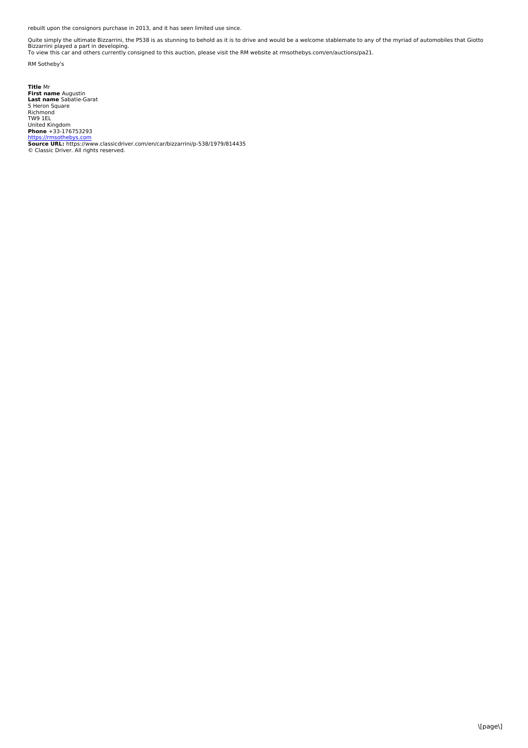rebuilt upon the consignors purchase in 2013, and it has seen limited use since.

Quite simply the ultimate Bizzarrini, the P538 is as stunning to behold as it is to drive and would be a welcome stablemate to any of the myriad of automobiles that Giotto Bizzarrini played a part in developing.
To view this car and others currently consigned to this auction, please visit the RM website at rmsothebys.com/en/auctions/pa21.

RM Sotheby's

**Title** Mr
**First name** Augustin
**Last name** Sabatie-Garat
5 Heron Square
Richmond
TW9 1EL
United Kingdom
**Phone** +33-176753293
https://rmsothebys.com
**Source URL:** https://www.classicdriver.com/en/car/bizzarrini/p-538/1979/814435
© Classic Driver. All rights reserved.